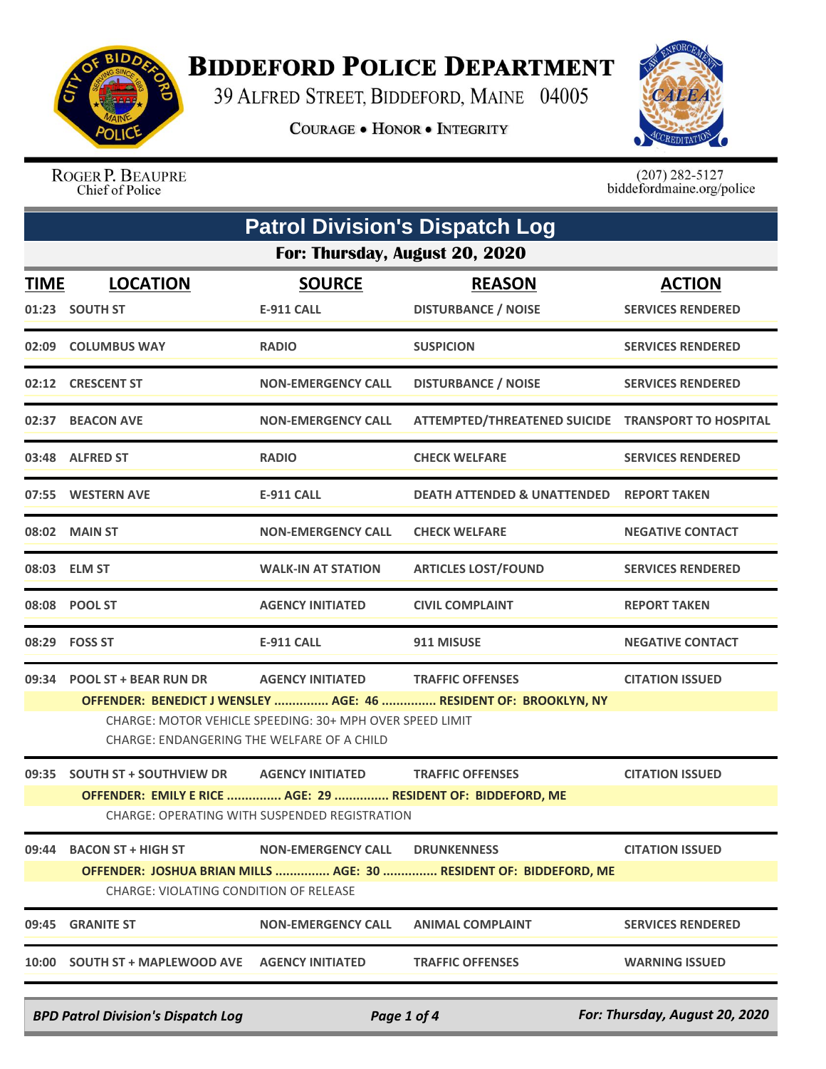# BIDDEFORD POLICE DEPARTMENT

39 ALFRED STREET, BIDDEFORD, MAINE 04005

COURAGE • HONOR • INTEGRITY

ROGER P. BEAUPRE
Chief of Police

(207) 282-5127
biddefordmaine.org/police

## Patrol Division's Dispatch Log

### For: Thursday, August 20, 2020

| TIME | LOCATION | SOURCE | REASON | ACTION |
|---|---|---|---|---|
| 01:23 | SOUTH ST | E-911 CALL | DISTURBANCE / NOISE | SERVICES RENDERED |
| 02:09 | COLUMBUS WAY | RADIO | SUSPICION | SERVICES RENDERED |
| 02:12 | CRESCENT ST | NON-EMERGENCY CALL | DISTURBANCE / NOISE | SERVICES RENDERED |
| 02:37 | BEACON AVE | NON-EMERGENCY CALL | ATTEMPTED/THREATENED SUICIDE | TRANSPORT TO HOSPITAL |
| 03:48 | ALFRED ST | RADIO | CHECK WELFARE | SERVICES RENDERED |
| 07:55 | WESTERN AVE | E-911 CALL | DEATH ATTENDED & UNATTENDED | REPORT TAKEN |
| 08:02 | MAIN ST | NON-EMERGENCY CALL | CHECK WELFARE | NEGATIVE CONTACT |
| 08:03 | ELM ST | WALK-IN AT STATION | ARTICLES LOST/FOUND | SERVICES RENDERED |
| 08:08 | POOL ST | AGENCY INITIATED | CIVIL COMPLAINT | REPORT TAKEN |
| 08:29 | FOSS ST | E-911 CALL | 911 MISUSE | NEGATIVE CONTACT |
| 09:34 | POOL ST + BEAR RUN DR | AGENCY INITIATED | TRAFFIC OFFENSES | CITATION ISSUED |

**OFFENDER: BENEDICT J WENSLEY ............... AGE: 46 ............... RESIDENT OF: BROOKLYN, NY**

CHARGE: MOTOR VEHICLE SPEEDING: 30+ MPH OVER SPEED LIMIT
CHARGE: ENDANGERING THE WELFARE OF A CHILD

| TIME | LOCATION | SOURCE | REASON | ACTION |
|---|---|---|---|---|
| 09:35 | SOUTH ST + SOUTHVIEW DR | AGENCY INITIATED | TRAFFIC OFFENSES | CITATION ISSUED |

**OFFENDER: EMILY E RICE ............... AGE: 29 ............... RESIDENT OF: BIDDEFORD, ME**

CHARGE: OPERATING WITH SUSPENDED REGISTRATION

| TIME | LOCATION | SOURCE | REASON | ACTION |
|---|---|---|---|---|
| 09:44 | BACON ST + HIGH ST | NON-EMERGENCY CALL | DRUNKENNESS | CITATION ISSUED |

**OFFENDER: JOSHUA BRIAN MILLS ............... AGE: 30 ............... RESIDENT OF: BIDDEFORD, ME**

CHARGE: VIOLATING CONDITION OF RELEASE

| TIME | LOCATION | SOURCE | REASON | ACTION |
|---|---|---|---|---|
| 09:45 | GRANITE ST | NON-EMERGENCY CALL | ANIMAL COMPLAINT | SERVICES RENDERED |
| 10:00 | SOUTH ST + MAPLEWOOD AVE | AGENCY INITIATED | TRAFFIC OFFENSES | WARNING ISSUED |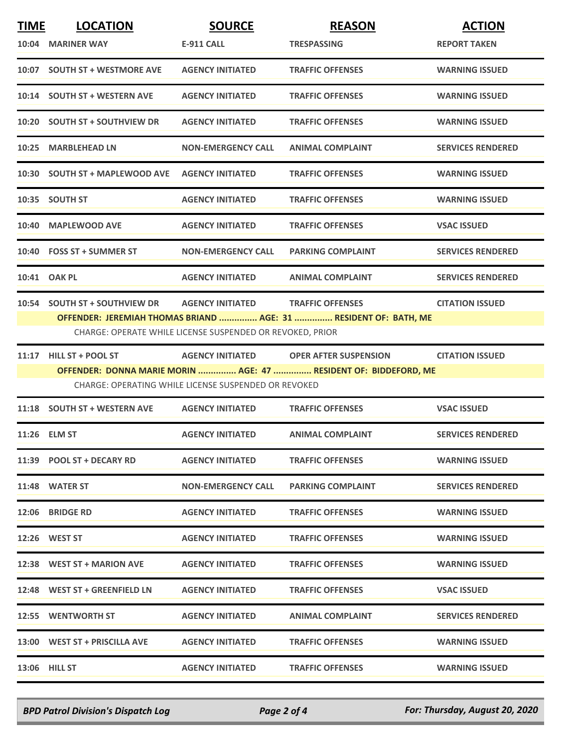| TIME | LOCATION | SOURCE | REASON | ACTION |
|---|---|---|---|---|
| 10:04 | MARINER WAY | E-911 CALL | TRESPASSING | REPORT TAKEN |
| 10:07 | SOUTH ST + WESTMORE AVE | AGENCY INITIATED | TRAFFIC OFFENSES | WARNING ISSUED |
| 10:14 | SOUTH ST + WESTERN AVE | AGENCY INITIATED | TRAFFIC OFFENSES | WARNING ISSUED |
| 10:20 | SOUTH ST + SOUTHVIEW DR | AGENCY INITIATED | TRAFFIC OFFENSES | WARNING ISSUED |
| 10:25 | MARBLEHEAD LN | NON-EMERGENCY CALL | ANIMAL COMPLAINT | SERVICES RENDERED |
| 10:30 | SOUTH ST + MAPLEWOOD AVE | AGENCY INITIATED | TRAFFIC OFFENSES | WARNING ISSUED |
| 10:35 | SOUTH ST | AGENCY INITIATED | TRAFFIC OFFENSES | WARNING ISSUED |
| 10:40 | MAPLEWOOD AVE | AGENCY INITIATED | TRAFFIC OFFENSES | VSAC ISSUED |
| 10:40 | FOSS ST + SUMMER ST | NON-EMERGENCY CALL | PARKING COMPLAINT | SERVICES RENDERED |
| 10:41 | OAK PL | AGENCY INITIATED | ANIMAL COMPLAINT | SERVICES RENDERED |
| 10:54 | SOUTH ST + SOUTHVIEW DR | AGENCY INITIATED | TRAFFIC OFFENSES | CITATION ISSUED |
| | OFFENDER: JEREMIAH THOMAS BRIAND ............... AGE: 31 ............... RESIDENT OF: BATH, ME | | | |
| | CHARGE: OPERATE WHILE LICENSE SUSPENDED OR REVOKED, PRIOR | | | |
| 11:17 | HILL ST + POOL ST | AGENCY INITIATED | OPER AFTER SUSPENSION | CITATION ISSUED |
| | OFFENDER: DONNA MARIE MORIN ............... AGE: 47 ............... RESIDENT OF: BIDDEFORD, ME | | | |
| | CHARGE: OPERATING WHILE LICENSE SUSPENDED OR REVOKED | | | |
| 11:18 | SOUTH ST + WESTERN AVE | AGENCY INITIATED | TRAFFIC OFFENSES | VSAC ISSUED |
| 11:26 | ELM ST | AGENCY INITIATED | ANIMAL COMPLAINT | SERVICES RENDERED |
| 11:39 | POOL ST + DECARY RD | AGENCY INITIATED | TRAFFIC OFFENSES | WARNING ISSUED |
| 11:48 | WATER ST | NON-EMERGENCY CALL | PARKING COMPLAINT | SERVICES RENDERED |
| 12:06 | BRIDGE RD | AGENCY INITIATED | TRAFFIC OFFENSES | WARNING ISSUED |
| 12:26 | WEST ST | AGENCY INITIATED | TRAFFIC OFFENSES | WARNING ISSUED |
| 12:38 | WEST ST + MARION AVE | AGENCY INITIATED | TRAFFIC OFFENSES | WARNING ISSUED |
| 12:48 | WEST ST + GREENFIELD LN | AGENCY INITIATED | TRAFFIC OFFENSES | VSAC ISSUED |
| 12:55 | WENTWORTH ST | AGENCY INITIATED | ANIMAL COMPLAINT | SERVICES RENDERED |
| 13:00 | WEST ST + PRISCILLA AVE | AGENCY INITIATED | TRAFFIC OFFENSES | WARNING ISSUED |
| 13:06 | HILL ST | AGENCY INITIATED | TRAFFIC OFFENSES | WARNING ISSUED |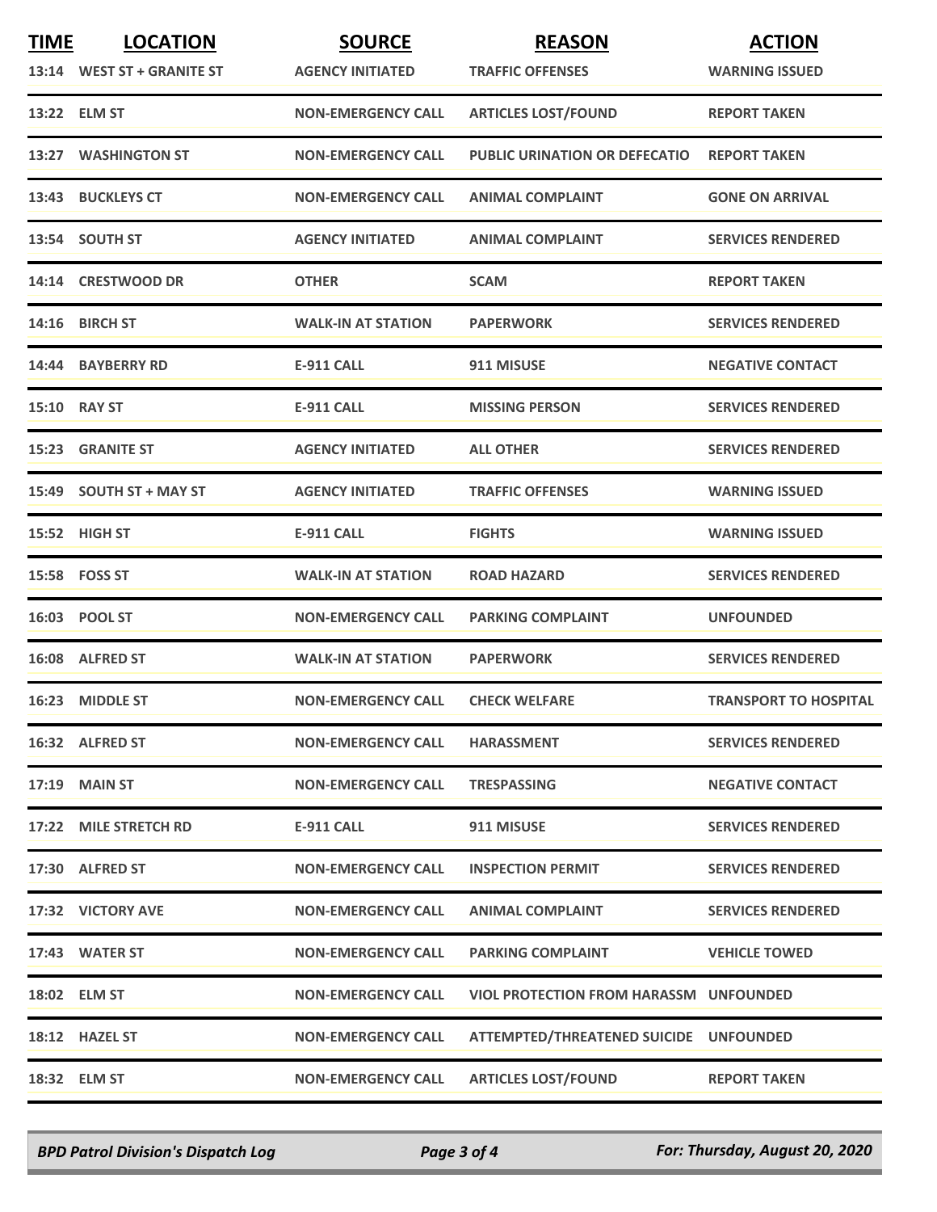| TIME | LOCATION | SOURCE | REASON | ACTION |
|---|---|---|---|---|
| 13:14 | WEST ST + GRANITE ST | AGENCY INITIATED | TRAFFIC OFFENSES | WARNING ISSUED |
| 13:22 | ELM ST | NON-EMERGENCY CALL | ARTICLES LOST/FOUND | REPORT TAKEN |
| 13:27 | WASHINGTON ST | NON-EMERGENCY CALL | PUBLIC URINATION OR DEFECATIO | REPORT TAKEN |
| 13:43 | BUCKLEYS CT | NON-EMERGENCY CALL | ANIMAL COMPLAINT | GONE ON ARRIVAL |
| 13:54 | SOUTH ST | AGENCY INITIATED | ANIMAL COMPLAINT | SERVICES RENDERED |
| 14:14 | CRESTWOOD DR | OTHER | SCAM | REPORT TAKEN |
| 14:16 | BIRCH ST | WALK-IN AT STATION | PAPERWORK | SERVICES RENDERED |
| 14:44 | BAYBERRY RD | E-911 CALL | 911 MISUSE | NEGATIVE CONTACT |
| 15:10 | RAY ST | E-911 CALL | MISSING PERSON | SERVICES RENDERED |
| 15:23 | GRANITE ST | AGENCY INITIATED | ALL OTHER | SERVICES RENDERED |
| 15:49 | SOUTH ST + MAY ST | AGENCY INITIATED | TRAFFIC OFFENSES | WARNING ISSUED |
| 15:52 | HIGH ST | E-911 CALL | FIGHTS | WARNING ISSUED |
| 15:58 | FOSS ST | WALK-IN AT STATION | ROAD HAZARD | SERVICES RENDERED |
| 16:03 | POOL ST | NON-EMERGENCY CALL | PARKING COMPLAINT | UNFOUNDED |
| 16:08 | ALFRED ST | WALK-IN AT STATION | PAPERWORK | SERVICES RENDERED |
| 16:23 | MIDDLE ST | NON-EMERGENCY CALL | CHECK WELFARE | TRANSPORT TO HOSPITAL |
| 16:32 | ALFRED ST | NON-EMERGENCY CALL | HARASSMENT | SERVICES RENDERED |
| 17:19 | MAIN ST | NON-EMERGENCY CALL | TRESPASSING | NEGATIVE CONTACT |
| 17:22 | MILE STRETCH RD | E-911 CALL | 911 MISUSE | SERVICES RENDERED |
| 17:30 | ALFRED ST | NON-EMERGENCY CALL | INSPECTION PERMIT | SERVICES RENDERED |
| 17:32 | VICTORY AVE | NON-EMERGENCY CALL | ANIMAL COMPLAINT | SERVICES RENDERED |
| 17:43 | WATER ST | NON-EMERGENCY CALL | PARKING COMPLAINT | VEHICLE TOWED |
| 18:02 | ELM ST | NON-EMERGENCY CALL | VIOL PROTECTION FROM HARASSM | UNFOUNDED |
| 18:12 | HAZEL ST | NON-EMERGENCY CALL | ATTEMPTED/THREATENED SUICIDE | UNFOUNDED |
| 18:32 | ELM ST | NON-EMERGENCY CALL | ARTICLES LOST/FOUND | REPORT TAKEN |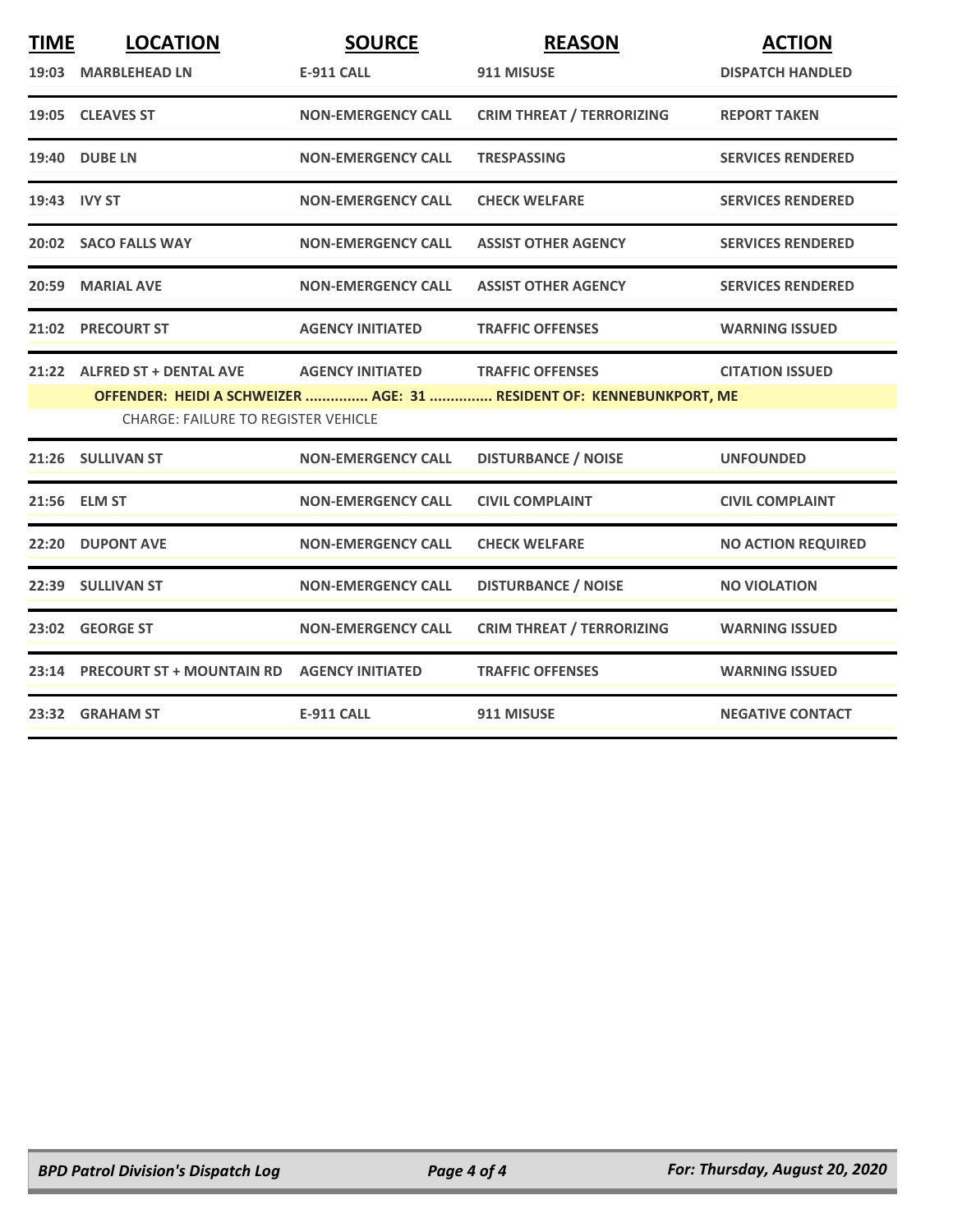| TIME | LOCATION | SOURCE | REASON | ACTION |
|---|---|---|---|---|
| 19:03 | MARBLEHEAD LN | E-911 CALL | 911 MISUSE | DISPATCH HANDLED |
| 19:05 | CLEAVES ST | NON-EMERGENCY CALL | CRIM THREAT / TERRORIZING | REPORT TAKEN |
| 19:40 | DUBE LN | NON-EMERGENCY CALL | TRESPASSING | SERVICES RENDERED |
| 19:43 | IVY ST | NON-EMERGENCY CALL | CHECK WELFARE | SERVICES RENDERED |
| 20:02 | SACO FALLS WAY | NON-EMERGENCY CALL | ASSIST OTHER AGENCY | SERVICES RENDERED |
| 20:59 | MARIAL AVE | NON-EMERGENCY CALL | ASSIST OTHER AGENCY | SERVICES RENDERED |
| 21:02 | PRECOURT ST | AGENCY INITIATED | TRAFFIC OFFENSES | WARNING ISSUED |
| 21:22 | ALFRED ST + DENTAL AVE | AGENCY INITIATED | TRAFFIC OFFENSES | CITATION ISSUED |
| | OFFENDER: HEIDI A SCHWEIZER ............... AGE: 31 ............... RESIDENT OF: KENNEBUNKPORT, ME | | | |
| | CHARGE: FAILURE TO REGISTER VEHICLE | | | |
| 21:26 | SULLIVAN ST | NON-EMERGENCY CALL | DISTURBANCE / NOISE | UNFOUNDED |
| 21:56 | ELM ST | NON-EMERGENCY CALL | CIVIL COMPLAINT | CIVIL COMPLAINT |
| 22:20 | DUPONT AVE | NON-EMERGENCY CALL | CHECK WELFARE | NO ACTION REQUIRED |
| 22:39 | SULLIVAN ST | NON-EMERGENCY CALL | DISTURBANCE / NOISE | NO VIOLATION |
| 23:02 | GEORGE ST | NON-EMERGENCY CALL | CRIM THREAT / TERRORIZING | WARNING ISSUED |
| 23:14 | PRECOURT ST + MOUNTAIN RD | AGENCY INITIATED | TRAFFIC OFFENSES | WARNING ISSUED |
| 23:32 | GRAHAM ST | E-911 CALL | 911 MISUSE | NEGATIVE CONTACT |